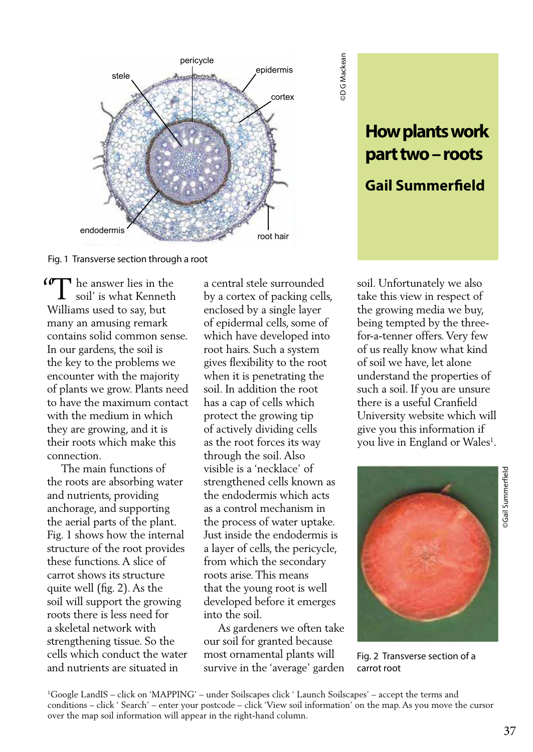# How plants work part two – roots

## Gail Summerfield

Fig. 1 Transverse section through a root

"The answer lies in the soil' is what Kenneth Williams used to say, but many an amusing remark contains solid common sense. In our gardens, the soil is the key to the problems we encounter with the majority of plants we grow. Plants need to have the maximum contact with the medium in which they are growing, and it is their roots which make this connection.

The main functions of the roots are absorbing water and nutrients, providing anchorage, and supporting the aerial parts of the plant. Fig. 1 shows how the internal structure of the root provides these functions. A slice of carrot shows its structure quite well (fig. 2). As the soil will support the growing roots there is less need for a skeletal network with strengthening tissue. So the cells which conduct the water and nutrients are situated in a central stele surrounded by a cortex of packing cells, enclosed by a single layer of epidermal cells, some of which have developed into root hairs. Such a system gives flexibility to the root when it is penetrating the soil. In addition the root has a cap of cells which protect the growing tip of actively dividing cells as the root forces its way through the soil. Also visible is a 'necklace' of strengthened cells known as the endodermis which acts as a control mechanism in the process of water uptake. Just inside the endodermis is a layer of cells, the pericycle, from which the secondary roots arise. This means that the young root is well developed before it emerges into the soil.

As gardeners we often take our soil for granted because most ornamental plants will survive in the 'average' garden soil. Unfortunately we also take this view in respect of the growing media we buy, being tempted by the three-for-a-tenner offers. Very few of us really know what kind of soil we have, let alone understand the properties of such a soil. If you are unsure there is a useful Cranfield University website which will give you this information if you live in England or Wales[1].

Fig. 2 Transverse section of a carrot root

[1]Google LandIS – click on 'MAPPING' – under Soilscapes click ' Launch Soilscapes' – accept the terms and conditions – click ' Search' – enter your postcode – click 'View soil information' on the map. As you move the cursor over the map soil information will appear in the right-hand column.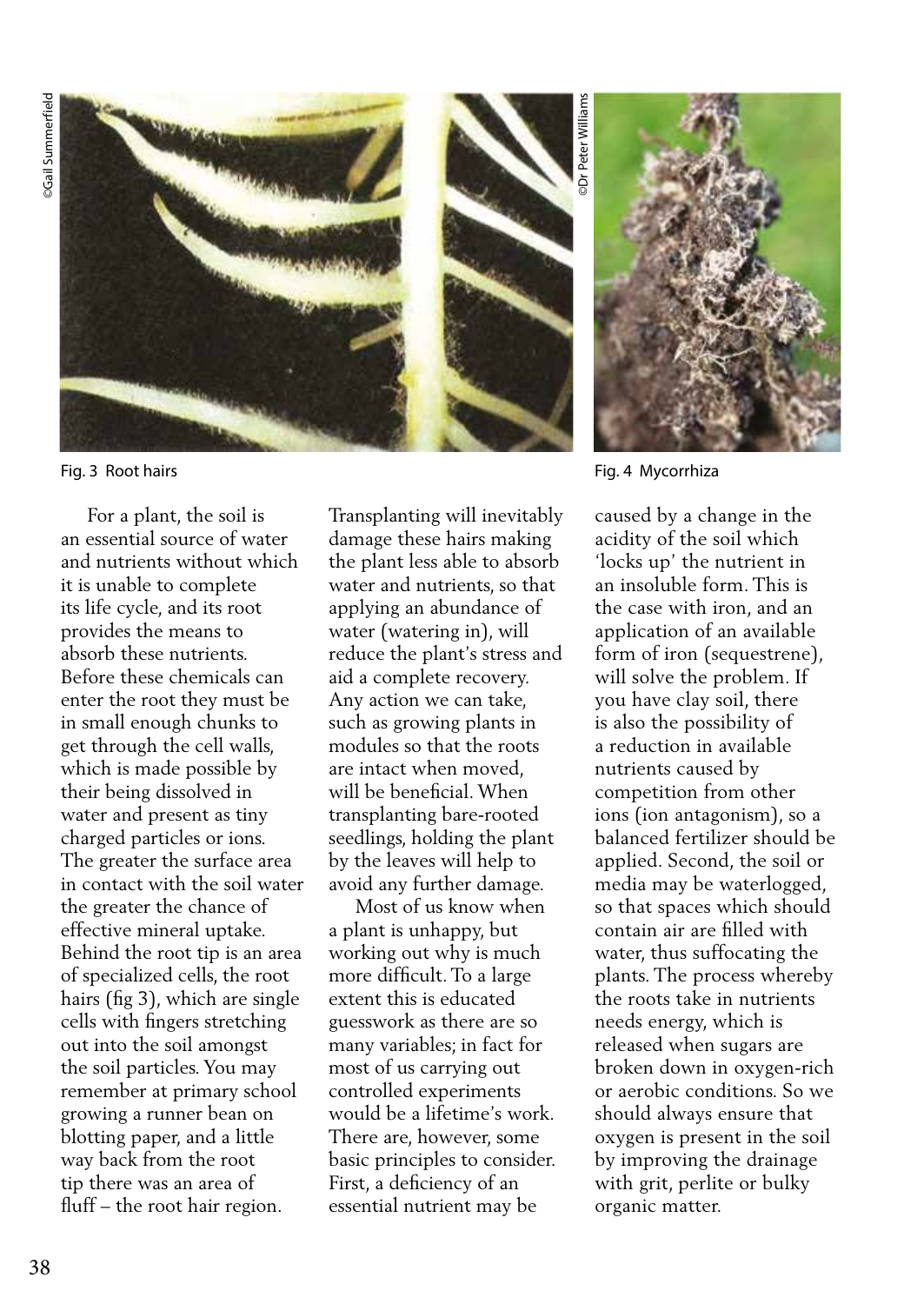Fig. 3 Root hairs

Fig. 4 Mycorrhiza

For a plant, the soil is an essential source of water and nutrients without which it is unable to complete its life cycle, and its root provides the means to absorb these nutrients. Before these chemicals can enter the root they must be in small enough chunks to get through the cell walls, which is made possible by their being dissolved in water and present as tiny charged particles or ions. The greater the surface area in contact with the soil water the greater the chance of effective mineral uptake. Behind the root tip is an area of specialized cells, the root hairs (fig 3), which are single cells with fingers stretching out into the soil amongst the soil particles. You may remember at primary school growing a runner bean on blotting paper, and a little way back from the root tip there was an area of fluff – the root hair region. Transplanting will inevitably damage these hairs making the plant less able to absorb water and nutrients, so that applying an abundance of water (watering in), will reduce the plant's stress and aid a complete recovery. Any action we can take, such as growing plants in modules so that the roots are intact when moved, will be beneficial. When transplanting bare-rooted seedlings, holding the plant by the leaves will help to avoid any further damage.

Most of us know when a plant is unhappy, but working out why is much more difficult. To a large extent this is educated guesswork as there are so many variables; in fact for most of us carrying out controlled experiments would be a lifetime's work. There are, however, some basic principles to consider. First, a deficiency of an essential nutrient may be caused by a change in the acidity of the soil which 'locks up' the nutrient in an insoluble form. This is the case with iron, and an application of an available form of iron (sequestrene), will solve the problem. If you have clay soil, there is also the possibility of a reduction in available nutrients caused by competition from other ions (ion antagonism), so a balanced fertilizer should be applied. Second, the soil or media may be waterlogged, so that spaces which should contain air are filled with water, thus suffocating the plants. The process whereby the roots take in nutrients needs energy, which is released when sugars are broken down in oxygen-rich or aerobic conditions. So we should always ensure that oxygen is present in the soil by improving the drainage with grit, perlite or bulky organic matter.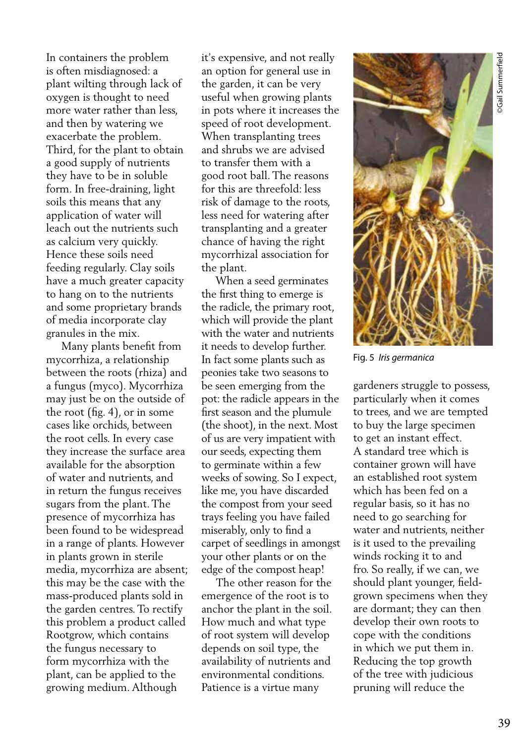In containers the problem is often misdiagnosed: a plant wilting through lack of oxygen is thought to need more water rather than less, and then by watering we exacerbate the problem. Third, for the plant to obtain a good supply of nutrients they have to be in soluble form. In free-draining, light soils this means that any application of water will leach out the nutrients such as calcium very quickly. Hence these soils need feeding regularly. Clay soils have a much greater capacity to hang on to the nutrients and some proprietary brands of media incorporate clay granules in the mix.

Many plants benefit from mycorrhiza, a relationship between the roots (rhiza) and a fungus (myco). Mycorrhiza may just be on the outside of the root (fig. 4), or in some cases like orchids, between the root cells. In every case they increase the surface area available for the absorption of water and nutrients, and in return the fungus receives sugars from the plant. The presence of mycorrhiza has been found to be widespread in a range of plants. However in plants grown in sterile media, mycorrhiza are absent; this may be the case with the mass-produced plants sold in the garden centres. To rectify this problem a product called Rootgrow, which contains the fungus necessary to form mycorrhiza with the plant, can be applied to the growing medium. Although it's expensive, and not really an option for general use in the garden, it can be very useful when growing plants in pots where it increases the speed of root development. When transplanting trees and shrubs we are advised to transfer them with a good root ball. The reasons for this are threefold: less risk of damage to the roots, less need for watering after transplanting and a greater chance of having the right mycorrhizal association for the plant.

When a seed germinates the first thing to emerge is the radicle, the primary root, which will provide the plant with the water and nutrients it needs to develop further. In fact some plants such as peonies take two seasons to be seen emerging from the pot: the radicle appears in the first season and the plumule (the shoot), in the next. Most of us are very impatient with our seeds, expecting them to germinate within a few weeks of sowing. So I expect, like me, you have discarded the compost from your seed trays feeling you have failed miserably, only to find a carpet of seedlings in amongst your other plants or on the edge of the compost heap!

The other reason for the emergence of the root is to anchor the plant in the soil. How much and what type of root system will develop depends on soil type, the availability of nutrients and environmental conditions. Patience is a virtue many gardeners struggle to possess, particularly when it comes to trees, and we are tempted to buy the large specimen to get an instant effect. A standard tree which is container grown will have an established root system which has been fed on a regular basis, so it has no need to go searching for water and nutrients, neither is it used to the prevailing winds rocking it to and fro. So really, if we can, we should plant younger, field-grown specimens when they are dormant; they can then develop their own roots to cope with the conditions in which we put them in. Reducing the top growth of the tree with judicious pruning will reduce the

Fig. 5 *Iris germanica*

©Gail Summerfield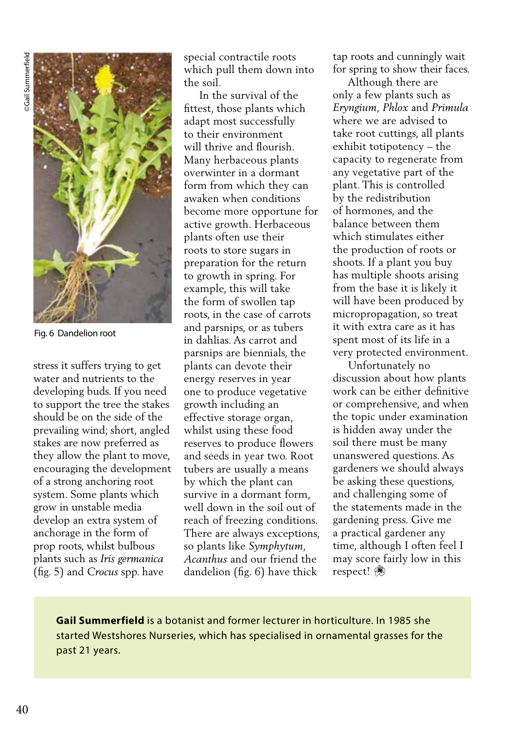Fig. 6 Dandelion root

stress it suffers trying to get water and nutrients to the developing buds. If you need to support the tree the stakes should be on the side of the prevailing wind; short, angled stakes are now preferred as they allow the plant to move, encouraging the development of a strong anchoring root system. Some plants which grow in unstable media develop an extra system of anchorage in the form of prop roots, whilst bulbous plants such as *Iris germanica* (fig. 5) and *Crocus* spp. have special contractile roots which pull them down into the soil.

In the survival of the fittest, those plants which adapt most successfully to their environment will thrive and flourish. Many herbaceous plants overwinter in a dormant form from which they can awaken when conditions become more opportune for active growth. Herbaceous plants often use their roots to store sugars in preparation for the return to growth in spring. For example, this will take the form of swollen tap roots, in the case of carrots and parsnips, or as tubers in dahlias. As carrot and parsnips are biennials, the plants can devote their energy reserves in year one to produce vegetative growth including an effective storage organ, whilst using these food reserves to produce flowers and seeds in year two. Root tubers are usually a means by which the plant can survive in a dormant form, well down in the soil out of reach of freezing conditions. There are always exceptions, so plants like *Symphytum*, *Acanthus* and our friend the dandelion (fig. 6) have thick tap roots and cunningly wait for spring to show their faces.

Although there are only a few plants such as *Eryngium*, *Phlox* and *Primula* where we are advised to take root cuttings, all plants exhibit totipotency – the capacity to regenerate from any vegetative part of the plant. This is controlled by the redistribution of hormones, and the balance between them which stimulates either the production of roots or shoots. If a plant you buy has multiple shoots arising from the base it is likely it will have been produced by micropropagation, so treat it with extra care as it has spent most of its life in a very protected environment.

Unfortunately no discussion about how plants work can be either definitive or comprehensive, and when the topic under examination is hidden away under the soil there must be many unanswered questions. As gardeners we should always be asking these questions, and challenging some of the statements made in the gardening press. Give me a practical gardener any time, although I often feel I may score fairly low in this respect!

**Gail Summerfield** is a botanist and former lecturer in horticulture. In 1985 she started Westshores Nurseries, which has specialised in ornamental grasses for the past 21 years.